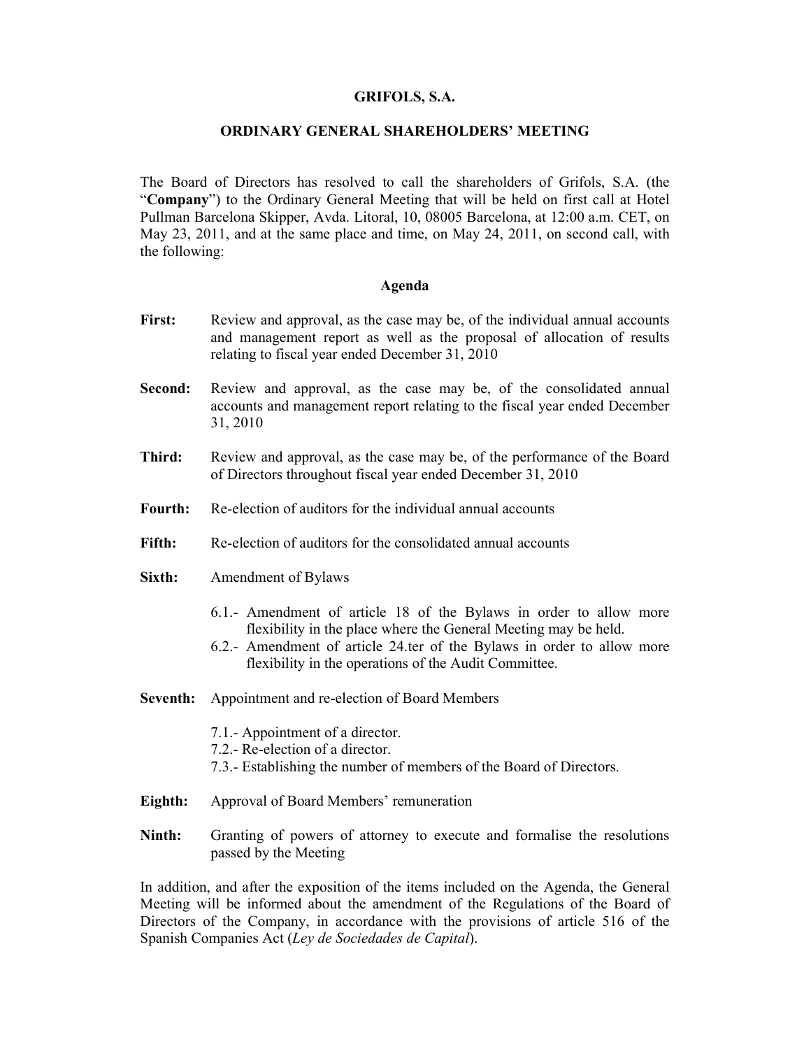# GRIFOLS, S.A.

## ORDINARY GENERAL SHAREHOLDERS' MEETING

The Board of Directors has resolved to call the shareholders of Grifols, S.A. (the "**Company**") to the Ordinary General Meeting that will be held on first call at Hotel Pullman Barcelona Skipper, Avda. Litoral, 10, 08005 Barcelona, at 12:00 a.m. CET, on May 23, 2011, and at the same place and time, on May 24, 2011, on second call, with the following:

### Agenda

**First:** Review and approval, as the case may be, of the individual annual accounts and management report as well as the proposal of allocation of results relating to fiscal year ended December 31, 2010

**Second:** Review and approval, as the case may be, of the consolidated annual accounts and management report relating to the fiscal year ended December 31, 2010

**Third:** Review and approval, as the case may be, of the performance of the Board of Directors throughout fiscal year ended December 31, 2010

**Fourth:** Re-election of auditors for the individual annual accounts

**Fifth:** Re-election of auditors for the consolidated annual accounts

**Sixth:** Amendment of Bylaws

6.1.- Amendment of article 18 of the Bylaws in order to allow more flexibility in the place where the General Meeting may be held.

6.2.- Amendment of article 24.ter of the Bylaws in order to allow more flexibility in the operations of the Audit Committee.

**Seventh:** Appointment and re-election of Board Members

7.1.- Appointment of a director.

7.2.- Re-election of a director.

7.3.- Establishing the number of members of the Board of Directors.

**Eighth:** Approval of Board Members' remuneration

**Ninth:** Granting of powers of attorney to execute and formalise the resolutions passed by the Meeting

In addition, and after the exposition of the items included on the Agenda, the General Meeting will be informed about the amendment of the Regulations of the Board of Directors of the Company, in accordance with the provisions of article 516 of the Spanish Companies Act (*Ley de Sociedades de Capital*).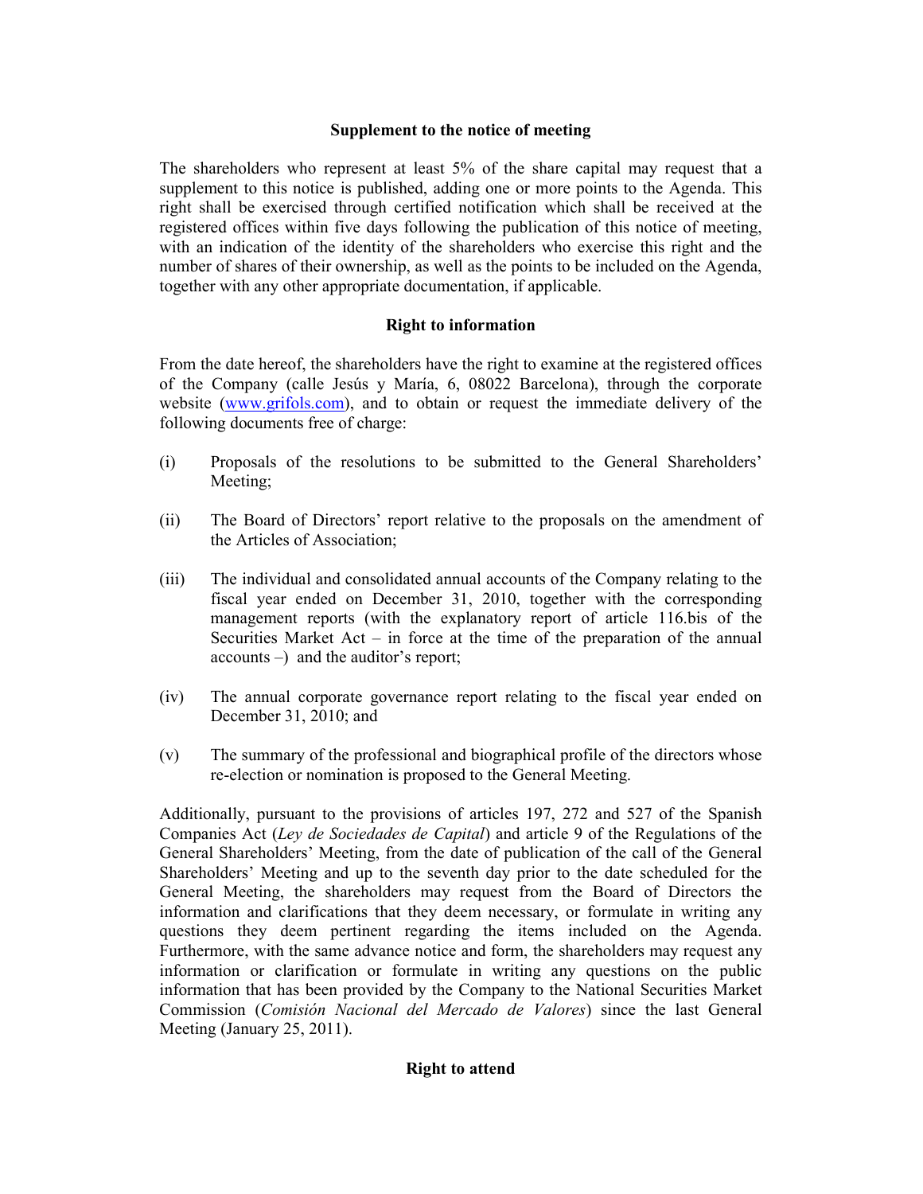**Supplement to the notice of meeting**

The shareholders who represent at least 5% of the share capital may request that a supplement to this notice is published, adding one or more points to the Agenda. This right shall be exercised through certified notification which shall be received at the registered offices within five days following the publication of this notice of meeting, with an indication of the identity of the shareholders who exercise this right and the number of shares of their ownership, as well as the points to be included on the Agenda, together with any other appropriate documentation, if applicable.

**Right to information**

From the date hereof, the shareholders have the right to examine at the registered offices of the Company (calle Jesús y María, 6, 08022 Barcelona), through the corporate website (www.grifols.com), and to obtain or request the immediate delivery of the following documents free of charge:

(i) Proposals of the resolutions to be submitted to the General Shareholders' Meeting;

(ii) The Board of Directors' report relative to the proposals on the amendment of the Articles of Association;

(iii) The individual and consolidated annual accounts of the Company relating to the fiscal year ended on December 31, 2010, together with the corresponding management reports (with the explanatory report of article 116.bis of the Securities Market Act – in force at the time of the preparation of the annual accounts –) and the auditor's report;

(iv) The annual corporate governance report relating to the fiscal year ended on December 31, 2010; and

(v) The summary of the professional and biographical profile of the directors whose re-election or nomination is proposed to the General Meeting.

Additionally, pursuant to the provisions of articles 197, 272 and 527 of the Spanish Companies Act (*Ley de Sociedades de Capital*) and article 9 of the Regulations of the General Shareholders' Meeting, from the date of publication of the call of the General Shareholders' Meeting and up to the seventh day prior to the date scheduled for the General Meeting, the shareholders may request from the Board of Directors the information and clarifications that they deem necessary, or formulate in writing any questions they deem pertinent regarding the items included on the Agenda. Furthermore, with the same advance notice and form, the shareholders may request any information or clarification or formulate in writing any questions on the public information that has been provided by the Company to the National Securities Market Commission (*Comisión Nacional del Mercado de Valores*) since the last General Meeting (January 25, 2011).

**Right to attend**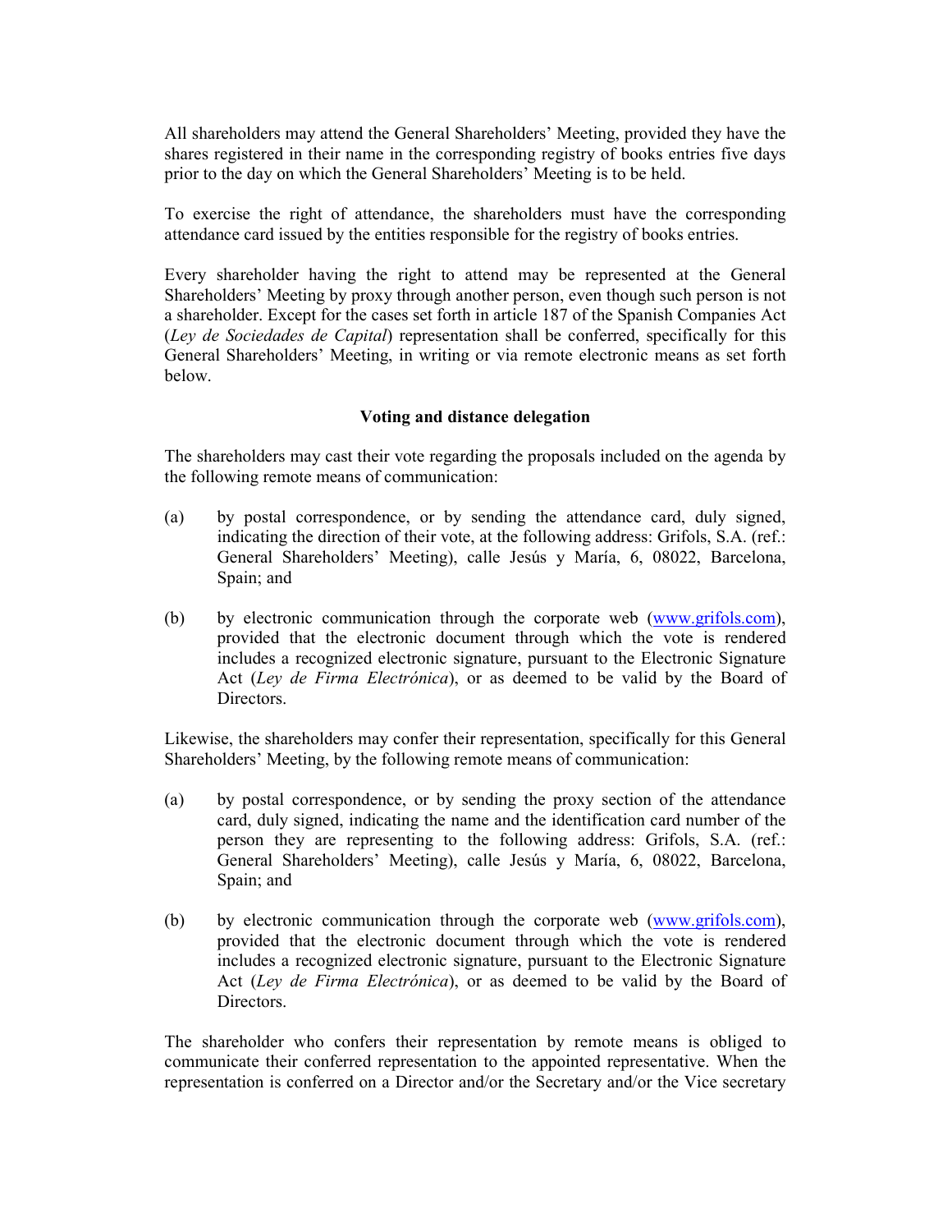All shareholders may attend the General Shareholders' Meeting, provided they have the shares registered in their name in the corresponding registry of books entries five days prior to the day on which the General Shareholders' Meeting is to be held.

To exercise the right of attendance, the shareholders must have the corresponding attendance card issued by the entities responsible for the registry of books entries.

Every shareholder having the right to attend may be represented at the General Shareholders' Meeting by proxy through another person, even though such person is not a shareholder. Except for the cases set forth in article 187 of the Spanish Companies Act (*Ley de Sociedades de Capital*) representation shall be conferred, specifically for this General Shareholders' Meeting, in writing or via remote electronic means as set forth below.

**Voting and distance delegation**

The shareholders may cast their vote regarding the proposals included on the agenda by the following remote means of communication:

(a) by postal correspondence, or by sending the attendance card, duly signed, indicating the direction of their vote, at the following address: Grifols, S.A. (ref.: General Shareholders' Meeting), calle Jesús y María, 6, 08022, Barcelona, Spain; and

(b) by electronic communication through the corporate web (www.grifols.com), provided that the electronic document through which the vote is rendered includes a recognized electronic signature, pursuant to the Electronic Signature Act (*Ley de Firma Electrónica*), or as deemed to be valid by the Board of Directors.

Likewise, the shareholders may confer their representation, specifically for this General Shareholders' Meeting, by the following remote means of communication:

(a) by postal correspondence, or by sending the proxy section of the attendance card, duly signed, indicating the name and the identification card number of the person they are representing to the following address: Grifols, S.A. (ref.: General Shareholders' Meeting), calle Jesús y María, 6, 08022, Barcelona, Spain; and

(b) by electronic communication through the corporate web (www.grifols.com), provided that the electronic document through which the vote is rendered includes a recognized electronic signature, pursuant to the Electronic Signature Act (*Ley de Firma Electrónica*), or as deemed to be valid by the Board of Directors.

The shareholder who confers their representation by remote means is obliged to communicate their conferred representation to the appointed representative. When the representation is conferred on a Director and/or the Secretary and/or the Vice secretary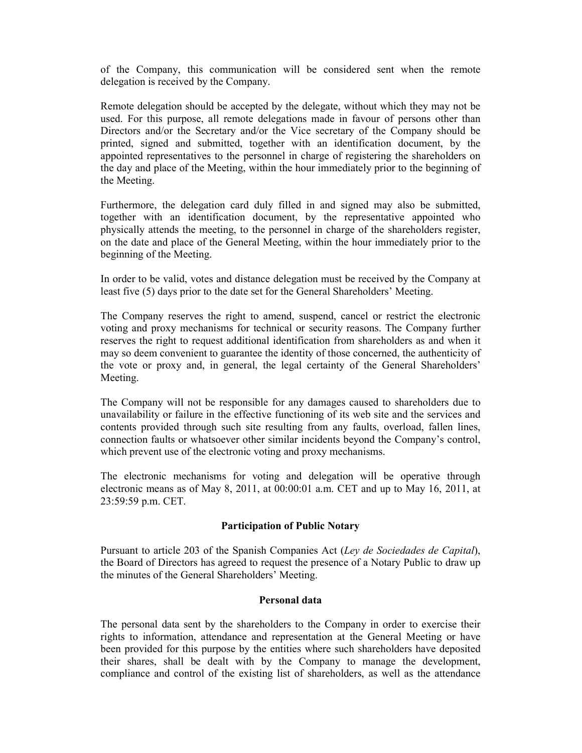of the Company, this communication will be considered sent when the remote delegation is received by the Company.

Remote delegation should be accepted by the delegate, without which they may not be used. For this purpose, all remote delegations made in favour of persons other than Directors and/or the Secretary and/or the Vice secretary of the Company should be printed, signed and submitted, together with an identification document, by the appointed representatives to the personnel in charge of registering the shareholders on the day and place of the Meeting, within the hour immediately prior to the beginning of the Meeting.

Furthermore, the delegation card duly filled in and signed may also be submitted, together with an identification document, by the representative appointed who physically attends the meeting, to the personnel in charge of the shareholders register, on the date and place of the General Meeting, within the hour immediately prior to the beginning of the Meeting.

In order to be valid, votes and distance delegation must be received by the Company at least five (5) days prior to the date set for the General Shareholders' Meeting.

The Company reserves the right to amend, suspend, cancel or restrict the electronic voting and proxy mechanisms for technical or security reasons. The Company further reserves the right to request additional identification from shareholders as and when it may so deem convenient to guarantee the identity of those concerned, the authenticity of the vote or proxy and, in general, the legal certainty of the General Shareholders' Meeting.

The Company will not be responsible for any damages caused to shareholders due to unavailability or failure in the effective functioning of its web site and the services and contents provided through such site resulting from any faults, overload, fallen lines, connection faults or whatsoever other similar incidents beyond the Company's control, which prevent use of the electronic voting and proxy mechanisms.

The electronic mechanisms for voting and delegation will be operative through electronic means as of May 8, 2011, at 00:00:01 a.m. CET and up to May 16, 2011, at 23:59:59 p.m. CET.

**Participation of Public Notary**

Pursuant to article 203 of the Spanish Companies Act (*Ley de Sociedades de Capital*), the Board of Directors has agreed to request the presence of a Notary Public to draw up the minutes of the General Shareholders' Meeting.

**Personal data**

The personal data sent by the shareholders to the Company in order to exercise their rights to information, attendance and representation at the General Meeting or have been provided for this purpose by the entities where such shareholders have deposited their shares, shall be dealt with by the Company to manage the development, compliance and control of the existing list of shareholders, as well as the attendance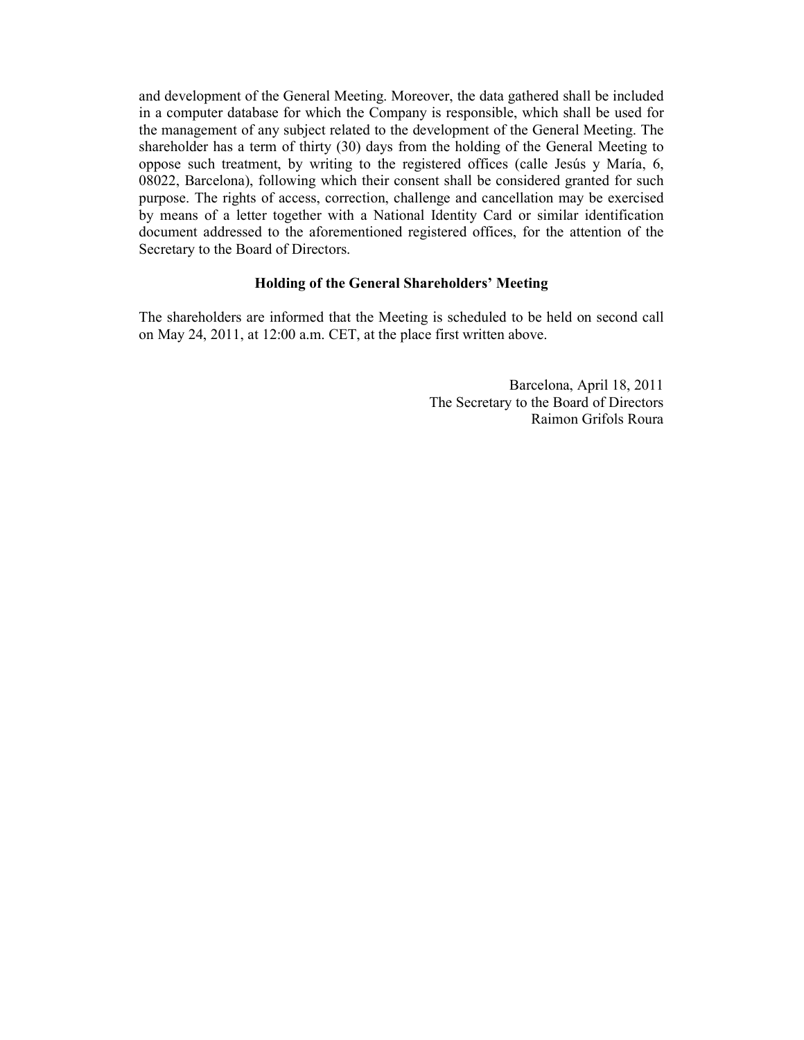and development of the General Meeting. Moreover, the data gathered shall be included in a computer database for which the Company is responsible, which shall be used for the management of any subject related to the development of the General Meeting. The shareholder has a term of thirty (30) days from the holding of the General Meeting to oppose such treatment, by writing to the registered offices (calle Jesús y María, 6, 08022, Barcelona), following which their consent shall be considered granted for such purpose. The rights of access, correction, challenge and cancellation may be exercised by means of a letter together with a National Identity Card or similar identification document addressed to the aforementioned registered offices, for the attention of the Secretary to the Board of Directors.

**Holding of the General Shareholders' Meeting**

The shareholders are informed that the Meeting is scheduled to be held on second call on May 24, 2011, at 12:00 a.m. CET, at the place first written above.

Barcelona, April 18, 2011
The Secretary to the Board of Directors
Raimon Grifols Roura